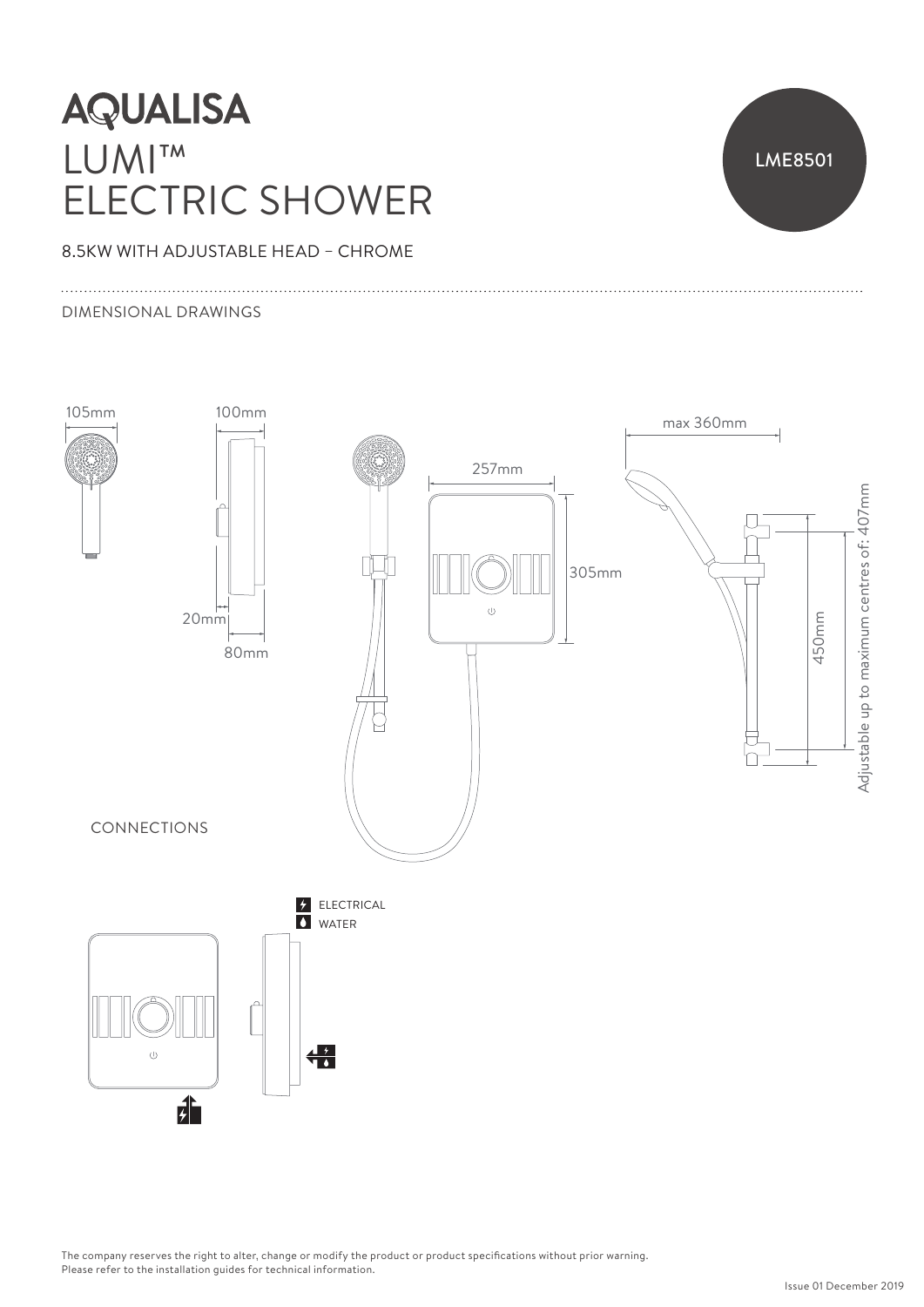# AQUALISA

# LUMI™ ELECTRIC SHOWER

LME8501

8.5KW WITH ADJUSTABLE HEAD – CHROME

DIMENSIONAL DRAWINGS

105mm

100mm

20mm

80mm

257mm

305mm

max 360mm

450mm

Adjustable up to maximum centres of: 407mm

CONNECTIONS

ELECTRICAL

WATER

The company reserves the right to alter, change or modify the product or product specifications without prior warning.
Please refer to the installation guides for technical information.

Issue 01 December 2019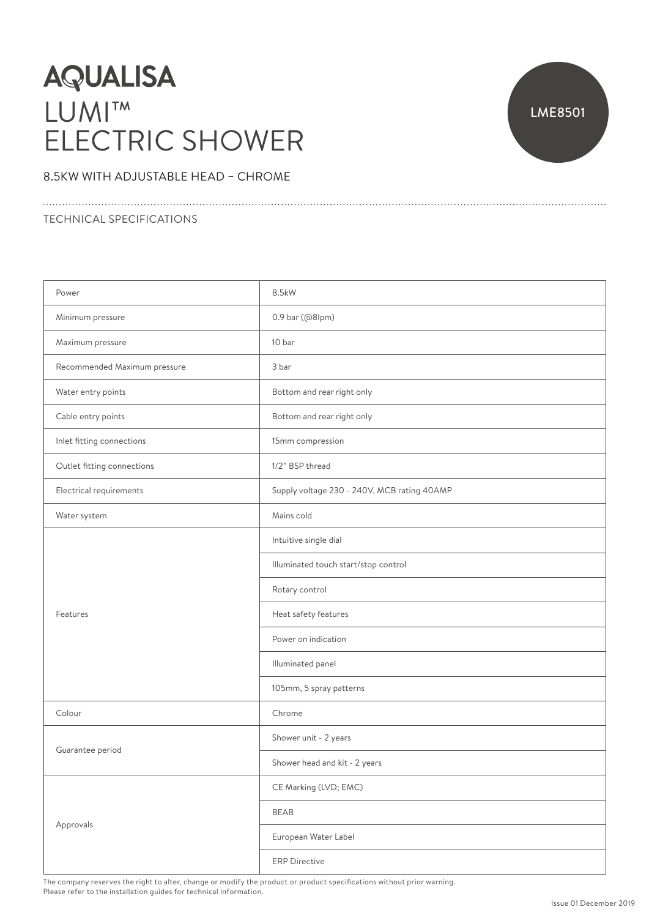# AQUALISA

# LUMI™ ELECTRIC SHOWER

LME8501

8.5KW WITH ADJUSTABLE HEAD – CHROME

TECHNICAL SPECIFICATIONS

| | |
|---|---|
| Power | 8.5kW |
| Minimum pressure | 0.9 bar (@8lpm) |
| Maximum pressure | 10 bar |
| Recommended Maximum pressure | 3 bar |
| Water entry points | Bottom and rear right only |
| Cable entry points | Bottom and rear right only |
| Inlet fitting connections | 15mm compression |
| Outlet fitting connections | 1/2" BSP thread |
| Electrical requirements | Supply voltage 230 - 240V, MCB rating 40AMP |
| Water system | Mains cold |
| Features | Intuitive single dial |
| | Illuminated touch start/stop control |
| | Rotary control |
| | Heat safety features |
| | Power on indication |
| | Illuminated panel |
| | 105mm, 5 spray patterns |
| Colour | Chrome |
| Guarantee period | Shower unit - 2 years |
| | Shower head and kit - 2 years |
| Approvals | CE Marking (LVD; EMC) |
| | BEAB |
| | European Water Label |
| | ERP Directive |

The company reserves the right to alter, change or modify the product or product specifications without prior warning.
Please refer to the installation guides for technical information.

Issue 01 December 2019